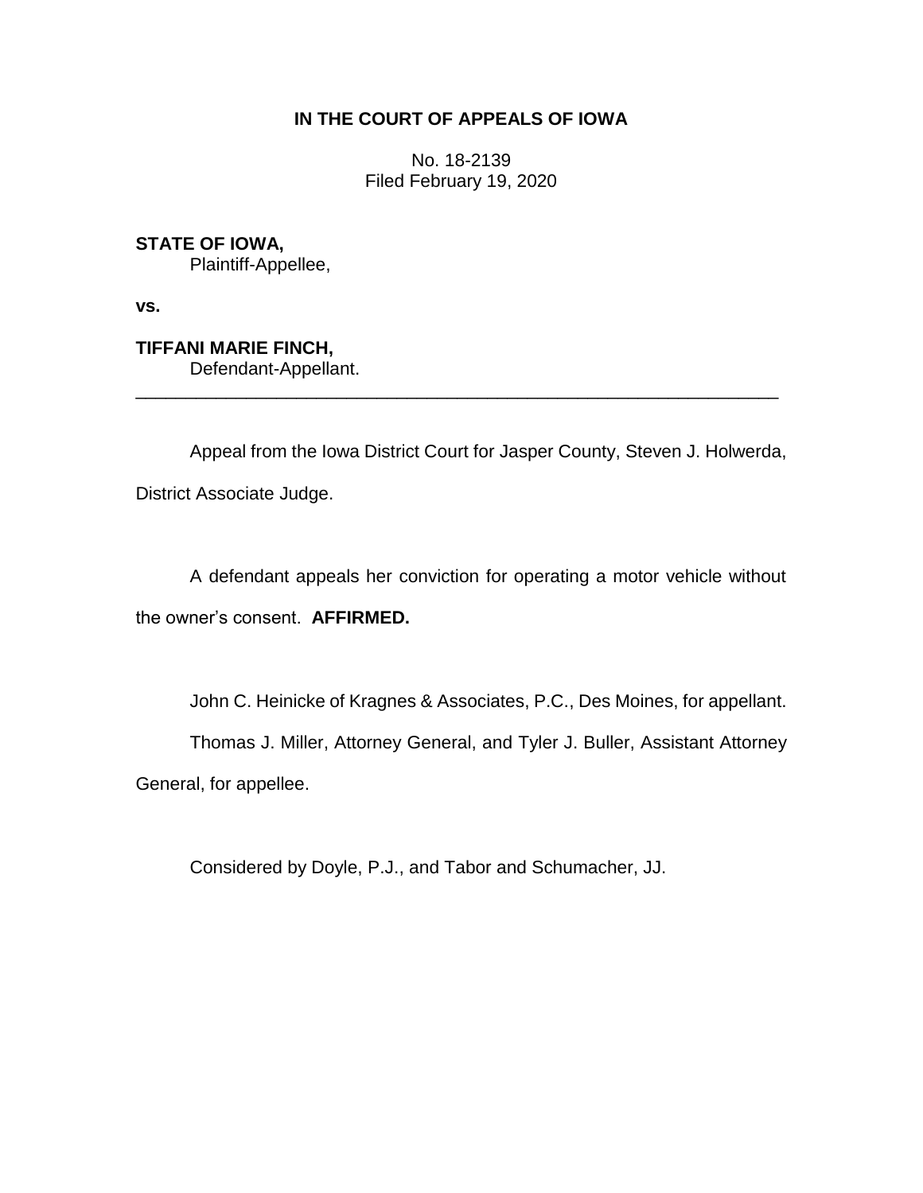**IN THE COURT OF APPEALS OF IOWA**

No. 18-2139
Filed February 19, 2020

**STATE OF IOWA,**
Plaintiff-Appellee,

**vs.**

**TIFFANI MARIE FINCH,**
Defendant-Appellant.

---

Appeal from the Iowa District Court for Jasper County, Steven J. Holwerda, District Associate Judge.

A defendant appeals her conviction for operating a motor vehicle without the owner's consent. **AFFIRMED.**

John C. Heinicke of Kragnes & Associates, P.C., Des Moines, for appellant.

Thomas J. Miller, Attorney General, and Tyler J. Buller, Assistant Attorney General, for appellee.

Considered by Doyle, P.J., and Tabor and Schumacher, JJ.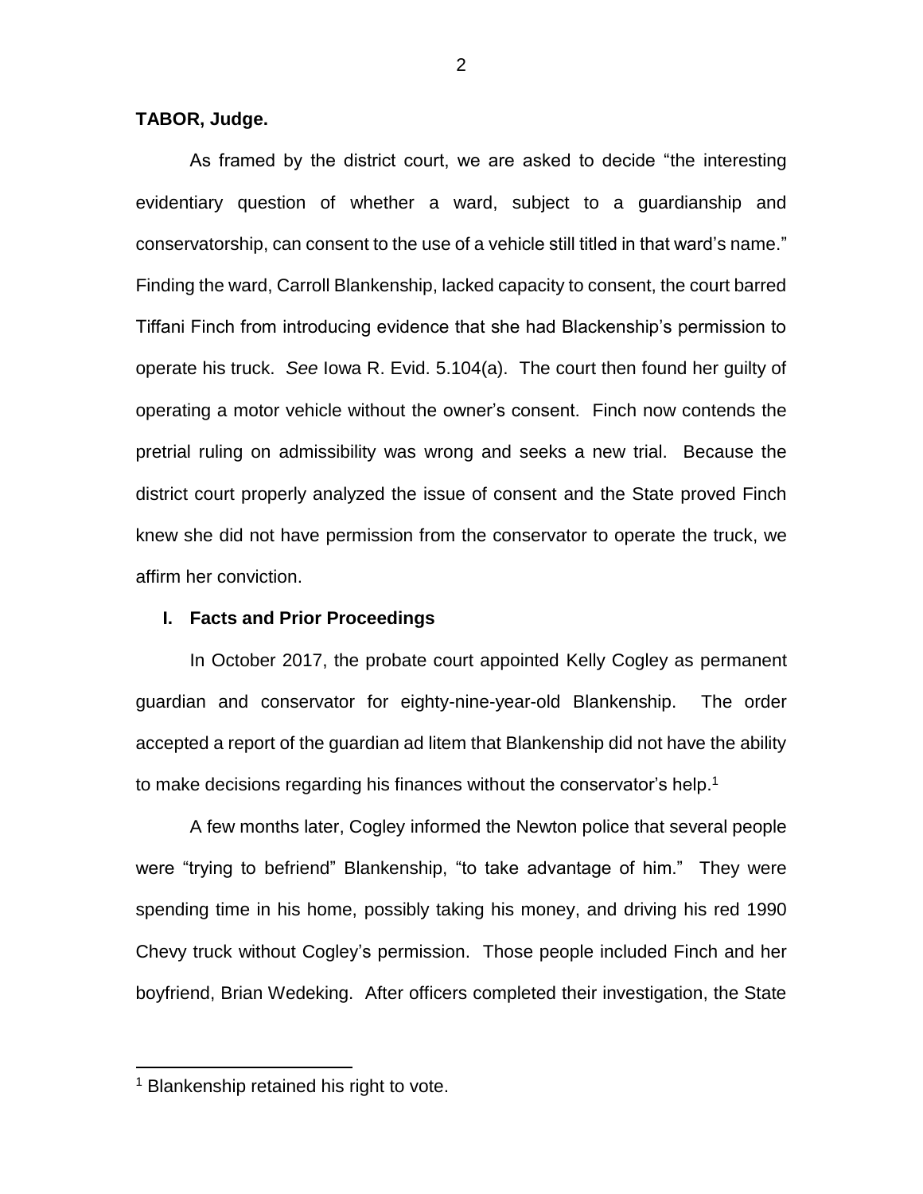**TABOR, Judge.**

As framed by the district court, we are asked to decide "the interesting evidentiary question of whether a ward, subject to a guardianship and conservatorship, can consent to the use of a vehicle still titled in that ward's name." Finding the ward, Carroll Blankenship, lacked capacity to consent, the court barred Tiffani Finch from introducing evidence that she had Blackenship's permission to operate his truck. *See* Iowa R. Evid. 5.104(a). The court then found her guilty of operating a motor vehicle without the owner's consent. Finch now contends the pretrial ruling on admissibility was wrong and seeks a new trial. Because the district court properly analyzed the issue of consent and the State proved Finch knew she did not have permission from the conservator to operate the truck, we affirm her conviction.

## I. Facts and Prior Proceedings

In October 2017, the probate court appointed Kelly Cogley as permanent guardian and conservator for eighty-nine-year-old Blankenship. The order accepted a report of the guardian ad litem that Blankenship did not have the ability to make decisions regarding his finances without the conservator's help.[1]

A few months later, Cogley informed the Newton police that several people were "trying to befriend" Blankenship, "to take advantage of him." They were spending time in his home, possibly taking his money, and driving his red 1990 Chevy truck without Cogley's permission. Those people included Finch and her boyfriend, Brian Wedeking. After officers completed their investigation, the State

[1] Blankenship retained his right to vote.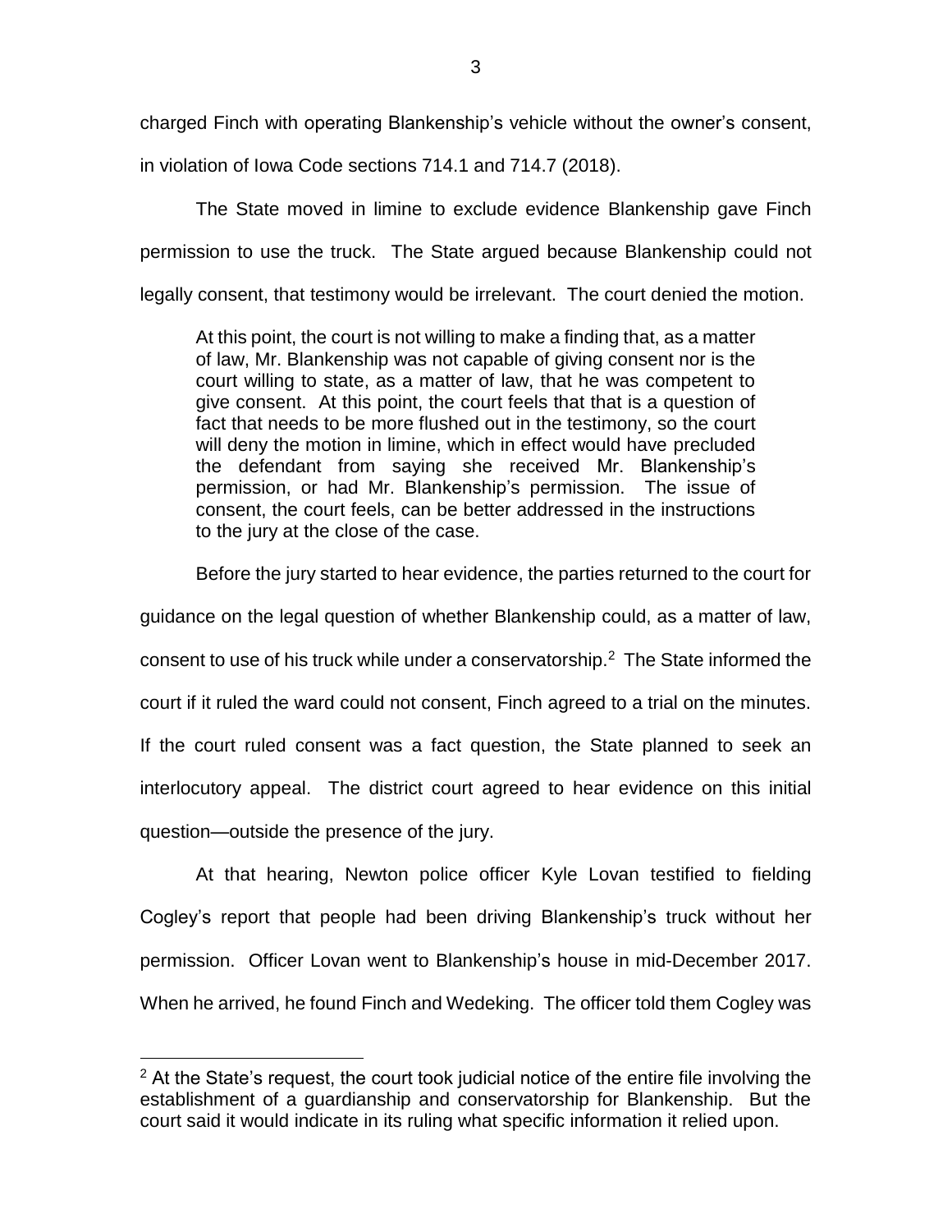charged Finch with operating Blankenship's vehicle without the owner's consent, in violation of Iowa Code sections 714.1 and 714.7 (2018).

The State moved in limine to exclude evidence Blankenship gave Finch permission to use the truck. The State argued because Blankenship could not legally consent, that testimony would be irrelevant. The court denied the motion.

> At this point, the court is not willing to make a finding that, as a matter of law, Mr. Blankenship was not capable of giving consent nor is the court willing to state, as a matter of law, that he was competent to give consent. At this point, the court feels that that is a question of fact that needs to be more flushed out in the testimony, so the court will deny the motion in limine, which in effect would have precluded the defendant from saying she received Mr. Blankenship's permission, or had Mr. Blankenship's permission. The issue of consent, the court feels, can be better addressed in the instructions to the jury at the close of the case.

Before the jury started to hear evidence, the parties returned to the court for guidance on the legal question of whether Blankenship could, as a matter of law, consent to use of his truck while under a conservatorship.[2] The State informed the court if it ruled the ward could not consent, Finch agreed to a trial on the minutes. If the court ruled consent was a fact question, the State planned to seek an interlocutory appeal. The district court agreed to hear evidence on this initial question—outside the presence of the jury.

At that hearing, Newton police officer Kyle Lovan testified to fielding Cogley's report that people had been driving Blankenship's truck without her permission. Officer Lovan went to Blankenship's house in mid-December 2017. When he arrived, he found Finch and Wedeking. The officer told them Cogley was

[2] At the State's request, the court took judicial notice of the entire file involving the establishment of a guardianship and conservatorship for Blankenship. But the court said it would indicate in its ruling what specific information it relied upon.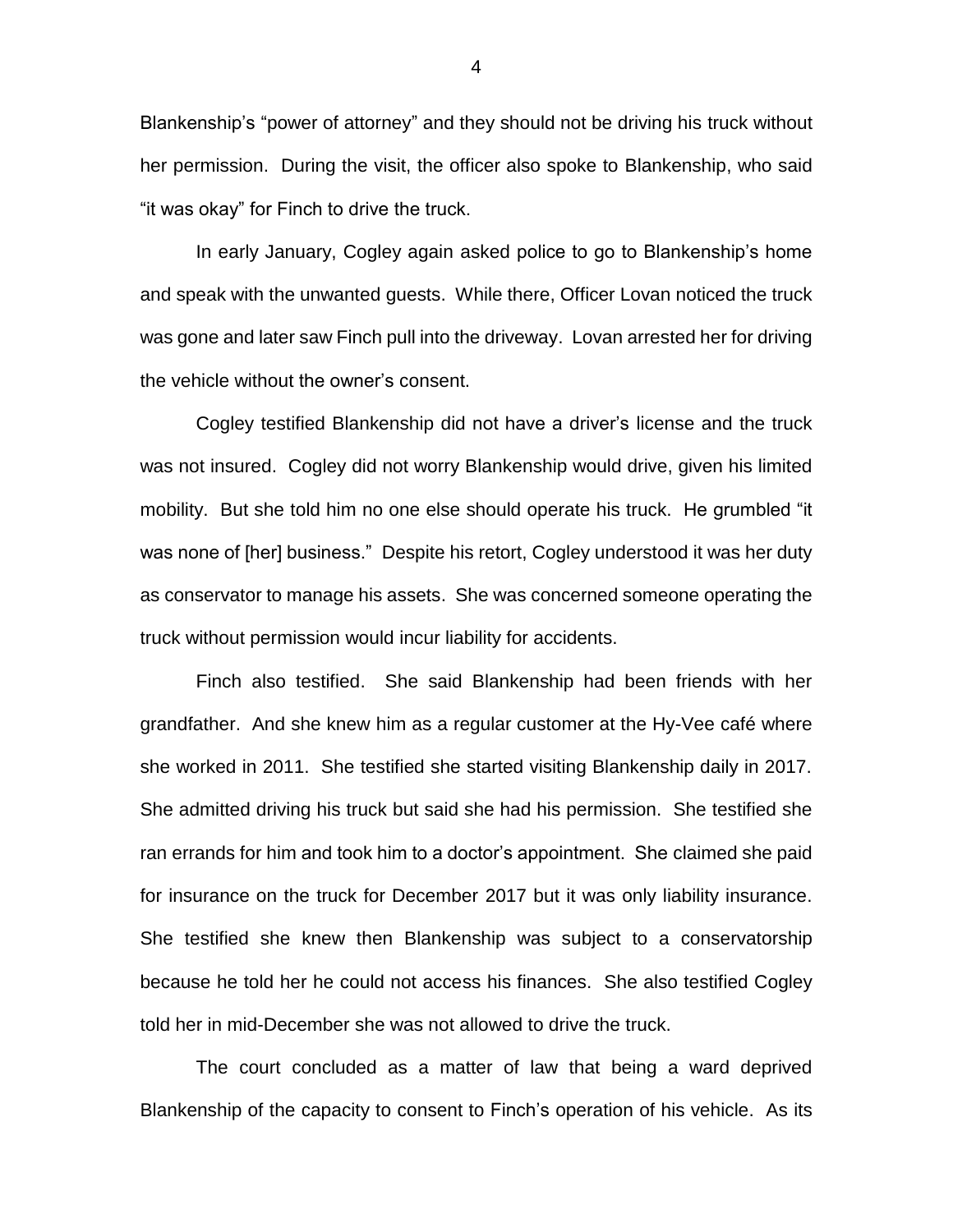Blankenship's "power of attorney" and they should not be driving his truck without her permission. During the visit, the officer also spoke to Blankenship, who said "it was okay" for Finch to drive the truck.

In early January, Cogley again asked police to go to Blankenship's home and speak with the unwanted guests. While there, Officer Lovan noticed the truck was gone and later saw Finch pull into the driveway. Lovan arrested her for driving the vehicle without the owner's consent.

Cogley testified Blankenship did not have a driver's license and the truck was not insured. Cogley did not worry Blankenship would drive, given his limited mobility. But she told him no one else should operate his truck. He grumbled "it was none of [her] business." Despite his retort, Cogley understood it was her duty as conservator to manage his assets. She was concerned someone operating the truck without permission would incur liability for accidents.

Finch also testified. She said Blankenship had been friends with her grandfather. And she knew him as a regular customer at the Hy-Vee café where she worked in 2011. She testified she started visiting Blankenship daily in 2017. She admitted driving his truck but said she had his permission. She testified she ran errands for him and took him to a doctor's appointment. She claimed she paid for insurance on the truck for December 2017 but it was only liability insurance. She testified she knew then Blankenship was subject to a conservatorship because he told her he could not access his finances. She also testified Cogley told her in mid-December she was not allowed to drive the truck.

The court concluded as a matter of law that being a ward deprived Blankenship of the capacity to consent to Finch's operation of his vehicle. As its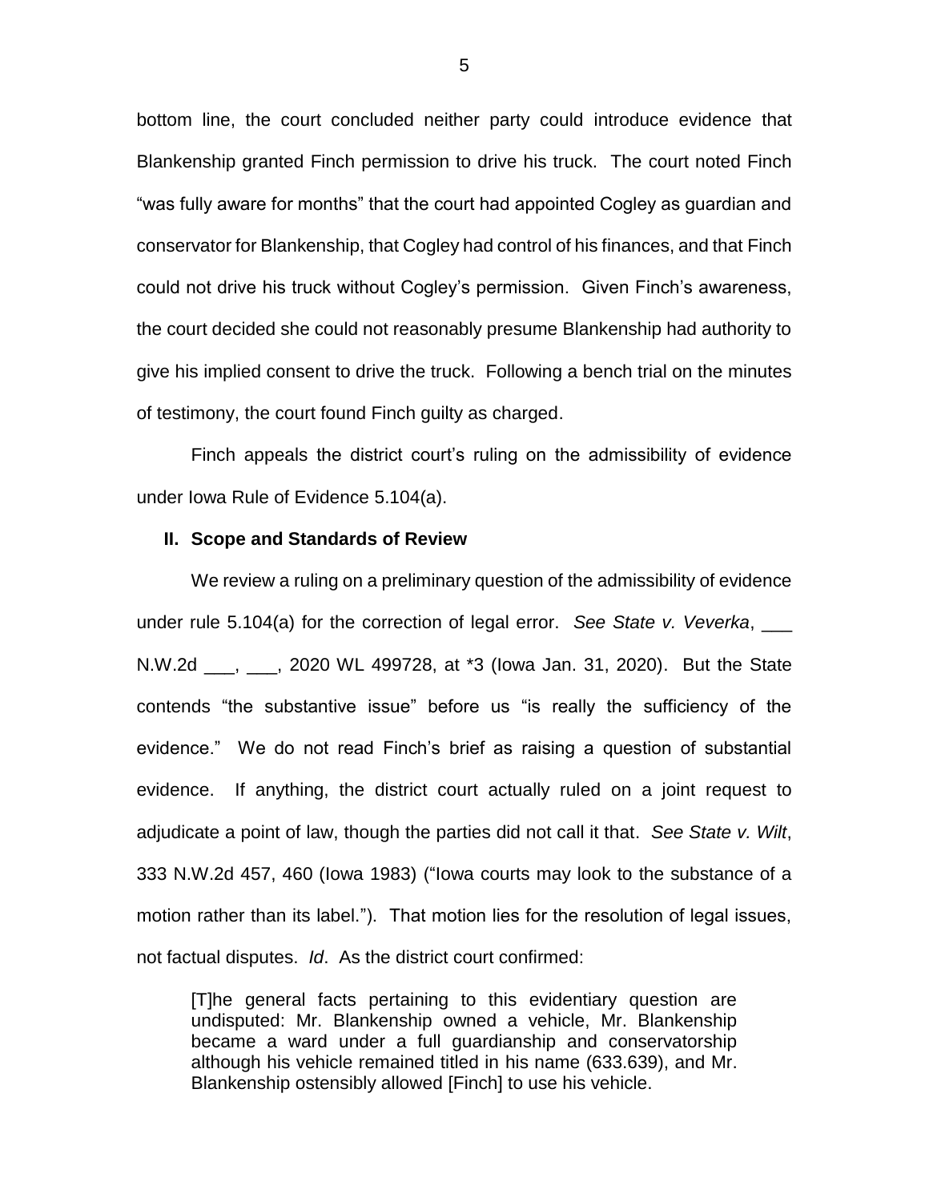bottom line, the court concluded neither party could introduce evidence that Blankenship granted Finch permission to drive his truck. The court noted Finch "was fully aware for months" that the court had appointed Cogley as guardian and conservator for Blankenship, that Cogley had control of his finances, and that Finch could not drive his truck without Cogley's permission. Given Finch's awareness, the court decided she could not reasonably presume Blankenship had authority to give his implied consent to drive the truck. Following a bench trial on the minutes of testimony, the court found Finch guilty as charged.

Finch appeals the district court's ruling on the admissibility of evidence under Iowa Rule of Evidence 5.104(a).

## II. Scope and Standards of Review

We review a ruling on a preliminary question of the admissibility of evidence under rule 5.104(a) for the correction of legal error. *See State v. Veverka*, ___ N.W.2d ___, ___, 2020 WL 499728, at *3 (Iowa Jan. 31, 2020). But the State contends "the substantive issue" before us "is really the sufficiency of the evidence." We do not read Finch's brief as raising a question of substantial evidence. If anything, the district court actually ruled on a joint request to adjudicate a point of law, though the parties did not call it that. *See State v. Wilt*, 333 N.W.2d 457, 460 (Iowa 1983) ("Iowa courts may look to the substance of a motion rather than its label."). That motion lies for the resolution of legal issues, not factual disputes. *Id*. As the district court confirmed:

> [T]he general facts pertaining to this evidentiary question are undisputed: Mr. Blankenship owned a vehicle, Mr. Blankenship became a ward under a full guardianship and conservatorship although his vehicle remained titled in his name (633.639), and Mr. Blankenship ostensibly allowed [Finch] to use his vehicle.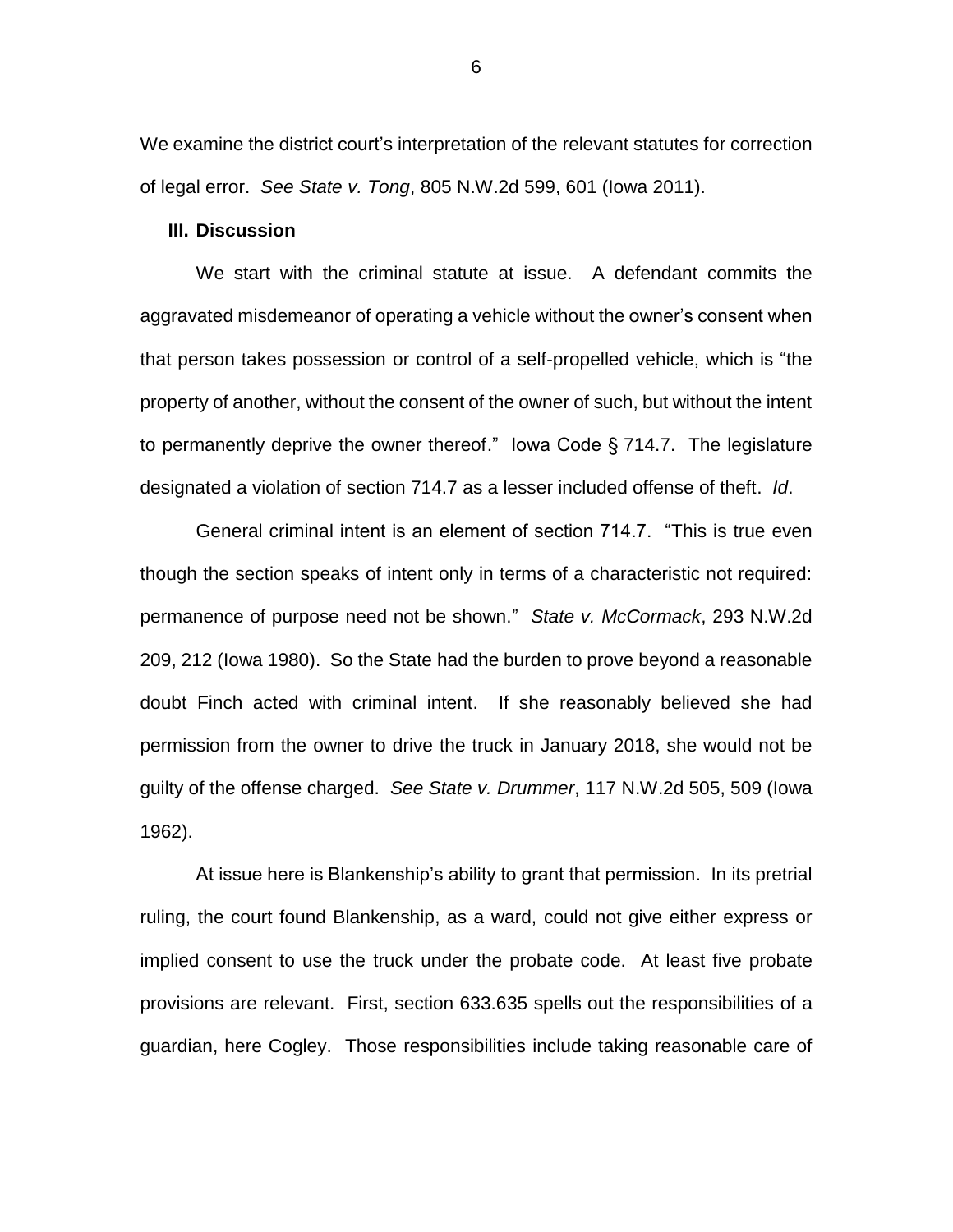We examine the district court's interpretation of the relevant statutes for correction of legal error. *See State v. Tong*, 805 N.W.2d 599, 601 (Iowa 2011).

### III. Discussion

We start with the criminal statute at issue. A defendant commits the aggravated misdemeanor of operating a vehicle without the owner's consent when that person takes possession or control of a self-propelled vehicle, which is "the property of another, without the consent of the owner of such, but without the intent to permanently deprive the owner thereof." Iowa Code § 714.7. The legislature designated a violation of section 714.7 as a lesser included offense of theft. *Id*.

General criminal intent is an element of section 714.7. "This is true even though the section speaks of intent only in terms of a characteristic not required: permanence of purpose need not be shown." *State v. McCormack*, 293 N.W.2d 209, 212 (Iowa 1980). So the State had the burden to prove beyond a reasonable doubt Finch acted with criminal intent. If she reasonably believed she had permission from the owner to drive the truck in January 2018, she would not be guilty of the offense charged. *See State v. Drummer*, 117 N.W.2d 505, 509 (Iowa 1962).

At issue here is Blankenship's ability to grant that permission. In its pretrial ruling, the court found Blankenship, as a ward, could not give either express or implied consent to use the truck under the probate code. At least five probate provisions are relevant. First, section 633.635 spells out the responsibilities of a guardian, here Cogley. Those responsibilities include taking reasonable care of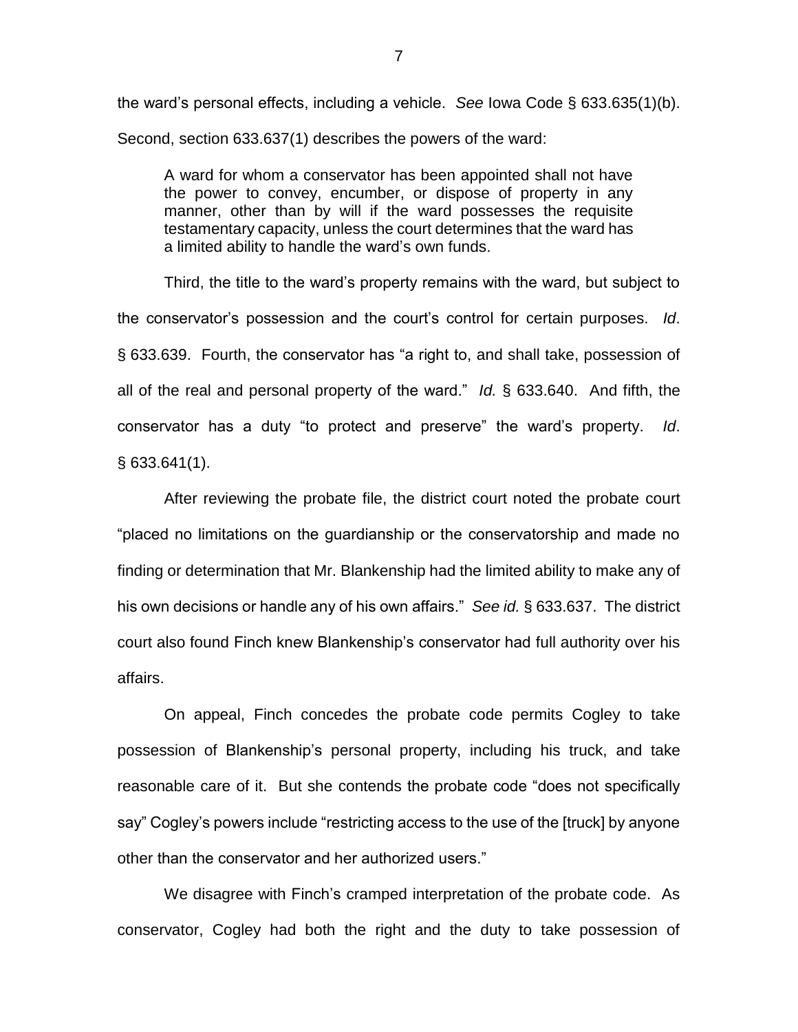the ward's personal effects, including a vehicle. *See* Iowa Code § 633.635(1)(b). Second, section 633.637(1) describes the powers of the ward:

> A ward for whom a conservator has been appointed shall not have the power to convey, encumber, or dispose of property in any manner, other than by will if the ward possesses the requisite testamentary capacity, unless the court determines that the ward has a limited ability to handle the ward's own funds.

Third, the title to the ward's property remains with the ward, but subject to the conservator's possession and the court's control for certain purposes. *Id*. § 633.639. Fourth, the conservator has "a right to, and shall take, possession of all of the real and personal property of the ward." *Id.* § 633.640. And fifth, the conservator has a duty "to protect and preserve" the ward's property. *Id*. § 633.641(1).

After reviewing the probate file, the district court noted the probate court "placed no limitations on the guardianship or the conservatorship and made no finding or determination that Mr. Blankenship had the limited ability to make any of his own decisions or handle any of his own affairs." *See id.* § 633.637. The district court also found Finch knew Blankenship's conservator had full authority over his affairs.

On appeal, Finch concedes the probate code permits Cogley to take possession of Blankenship's personal property, including his truck, and take reasonable care of it. But she contends the probate code "does not specifically say" Cogley's powers include "restricting access to the use of the [truck] by anyone other than the conservator and her authorized users."

We disagree with Finch's cramped interpretation of the probate code. As conservator, Cogley had both the right and the duty to take possession of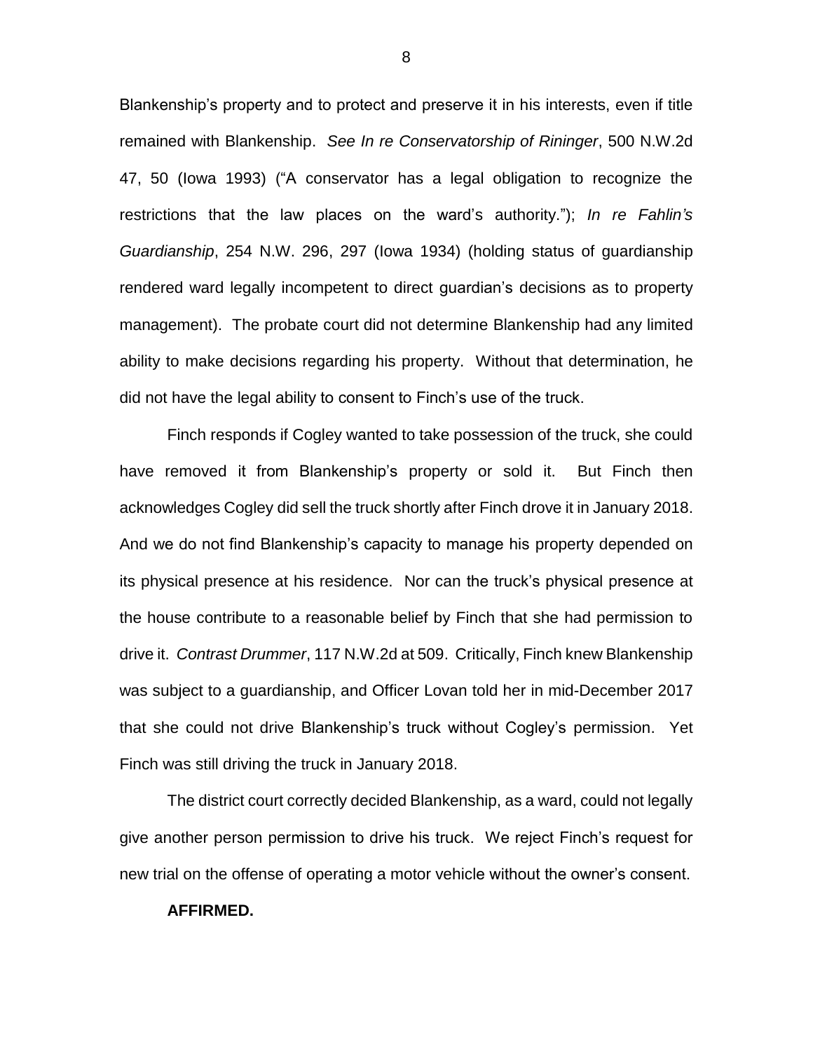Blankenship's property and to protect and preserve it in his interests, even if title remained with Blankenship. *See In re Conservatorship of Rininger*, 500 N.W.2d 47, 50 (Iowa 1993) ("A conservator has a legal obligation to recognize the restrictions that the law places on the ward's authority."); *In re Fahlin's Guardianship*, 254 N.W. 296, 297 (Iowa 1934) (holding status of guardianship rendered ward legally incompetent to direct guardian's decisions as to property management). The probate court did not determine Blankenship had any limited ability to make decisions regarding his property. Without that determination, he did not have the legal ability to consent to Finch's use of the truck.

Finch responds if Cogley wanted to take possession of the truck, she could have removed it from Blankenship's property or sold it. But Finch then acknowledges Cogley did sell the truck shortly after Finch drove it in January 2018. And we do not find Blankenship's capacity to manage his property depended on its physical presence at his residence. Nor can the truck's physical presence at the house contribute to a reasonable belief by Finch that she had permission to drive it. *Contrast Drummer*, 117 N.W.2d at 509. Critically, Finch knew Blankenship was subject to a guardianship, and Officer Lovan told her in mid-December 2017 that she could not drive Blankenship's truck without Cogley's permission. Yet Finch was still driving the truck in January 2018.

The district court correctly decided Blankenship, as a ward, could not legally give another person permission to drive his truck. We reject Finch's request for new trial on the offense of operating a motor vehicle without the owner's consent.

**AFFIRMED.**